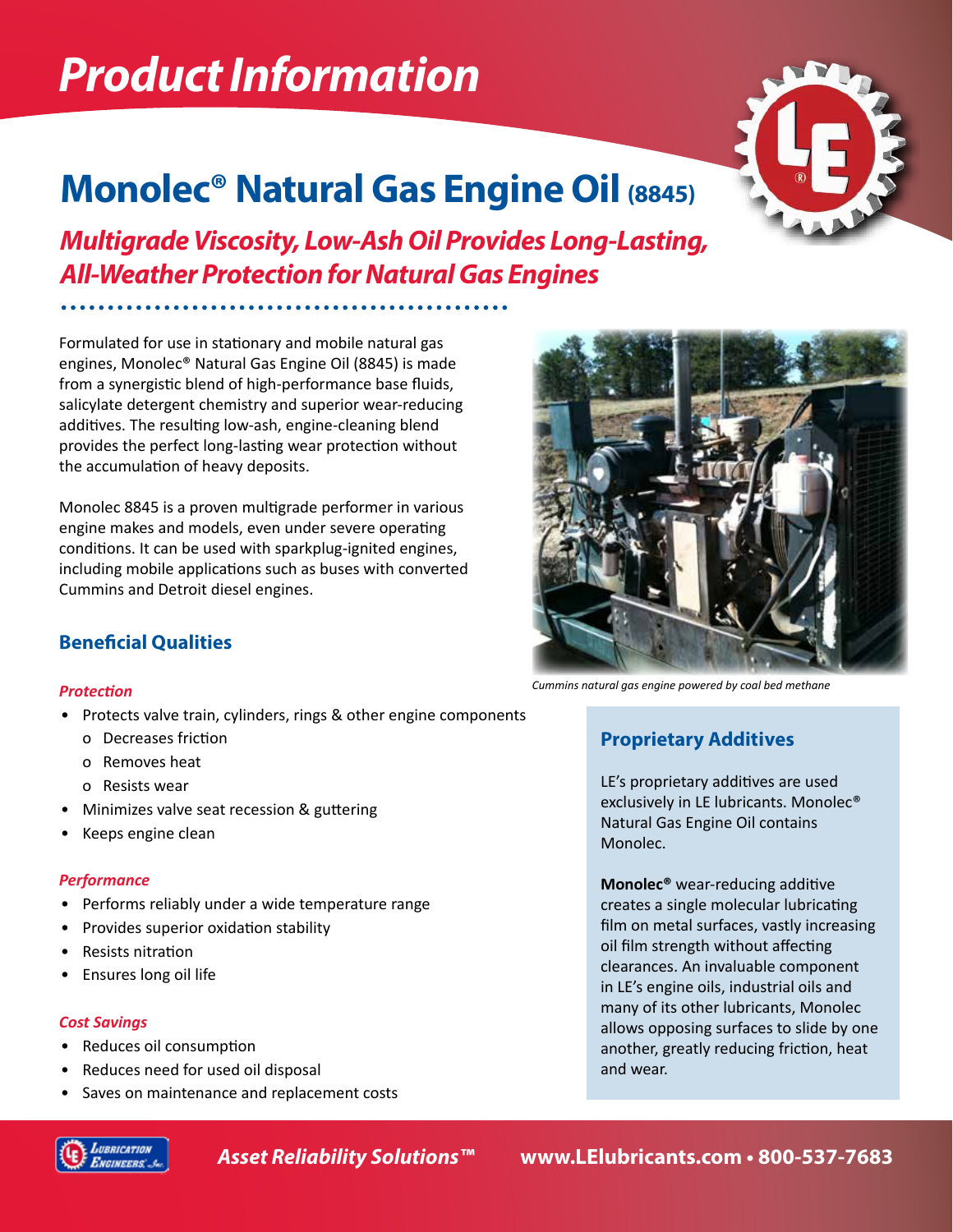# Product Information

## Monolec® Natural Gas Engine Oil (8845)

### *Multigrade Viscosity, Low-Ash Oil Provides Long-Lasting, All-Weather Protection for Natural Gas Engines*

Formulated for use in stationary and mobile natural gas engines, Monolec® Natural Gas Engine Oil (8845) is made from a synergistic blend of high-performance base fluids, salicylate detergent chemistry and superior wear-reducing additives. The resulting low-ash, engine-cleaning blend provides the perfect long-lasting wear protection without the accumulation of heavy deposits.

Monolec 8845 is a proven multigrade performer in various engine makes and models, even under severe operating conditions. It can be used with sparkplug-ignited engines, including mobile applications such as buses with converted Cummins and Detroit diesel engines.

*Cummins natural gas engine powered by coal bed methane*

### Beneficial Qualities

#### *Protection*

- Protects valve train, cylinders, rings & other engine components
  - o Decreases friction
  - o Removes heat
  - o Resists wear
- Minimizes valve seat recession & guttering
- Keeps engine clean

#### *Performance*

- Performs reliably under a wide temperature range
- Provides superior oxidation stability
- Resists nitration
- Ensures long oil life

#### *Cost Savings*

- Reduces oil consumption
- Reduces need for used oil disposal
- Saves on maintenance and replacement costs

### Proprietary Additives

LE's proprietary additives are used exclusively in LE lubricants. Monolec® Natural Gas Engine Oil contains Monolec.

**Monolec®** wear-reducing additive creates a single molecular lubricating film on metal surfaces, vastly increasing oil film strength without affecting clearances. An invaluable component in LE's engine oils, industrial oils and many of its other lubricants, Monolec allows opposing surfaces to slide by one another, greatly reducing friction, heat and wear.

*Asset Reliability Solutions™* **www.LElubricants.com • 800-537-7683**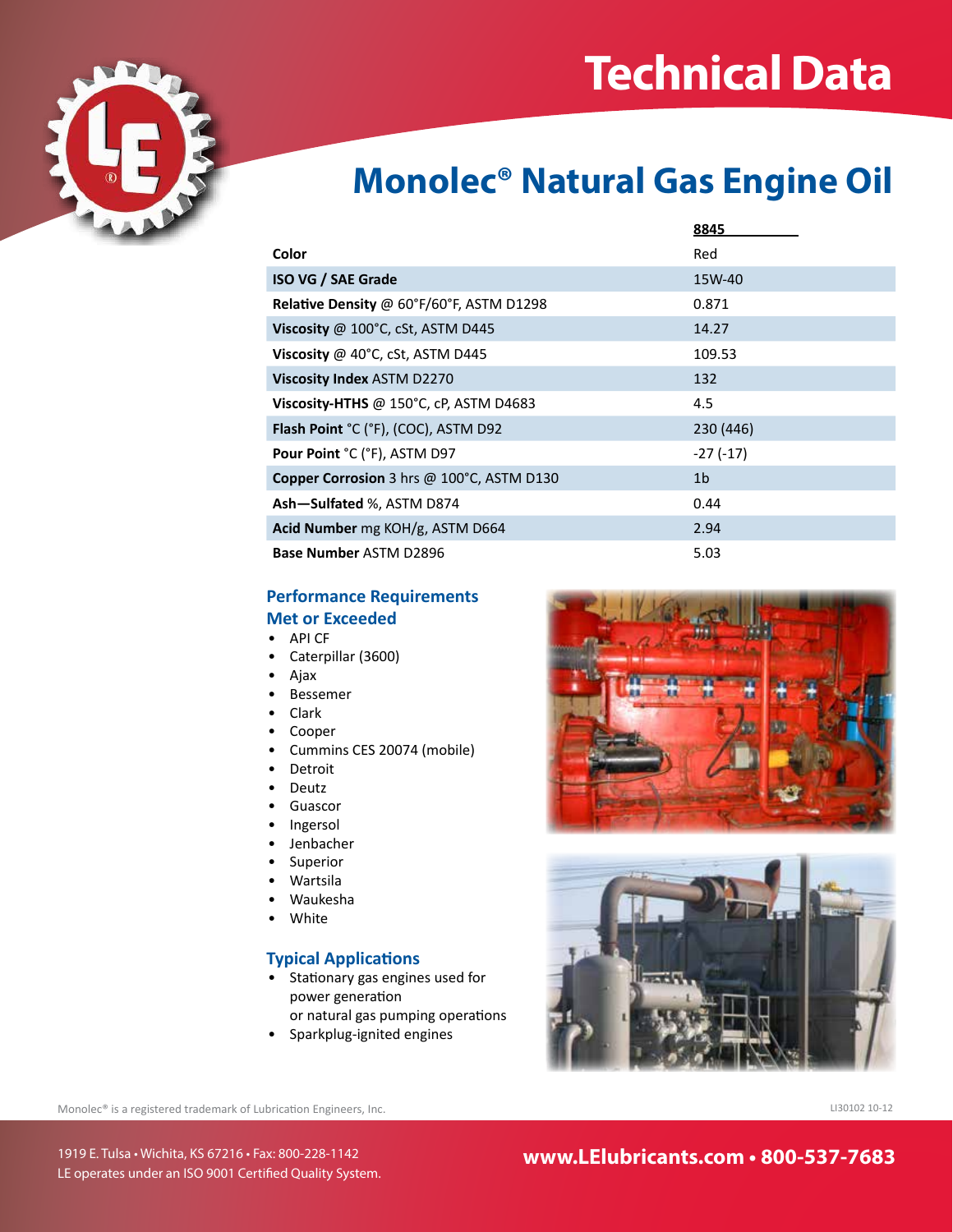# Technical Data

## Monolec® Natural Gas Engine Oil

| | 8845 |
|---|---|
| **Color** | Red |
| **ISO VG / SAE Grade** | 15W-40 |
| **Relative Density** @ 60°F/60°F, ASTM D1298 | 0.871 |
| **Viscosity** @ 100°C, cSt, ASTM D445 | 14.27 |
| **Viscosity** @ 40°C, cSt, ASTM D445 | 109.53 |
| **Viscosity Index** ASTM D2270 | 132 |
| **Viscosity-HTHS** @ 150°C, cP, ASTM D4683 | 4.5 |
| **Flash Point** °C (°F), (COC), ASTM D92 | 230 (446) |
| **Pour Point** °C (°F), ASTM D97 | -27 (-17) |
| **Copper Corrosion** 3 hrs @ 100°C, ASTM D130 | 1b |
| **Ash—Sulfated** %, ASTM D874 | 0.44 |
| **Acid Number** mg KOH/g, ASTM D664 | 2.94 |
| **Base Number** ASTM D2896 | 5.03 |

### Performance Requirements Met or Exceeded

- API CF
- Caterpillar (3600)
- Ajax
- Bessemer
- Clark
- Cooper
- Cummins CES 20074 (mobile)
- Detroit
- Deutz
- Guascor
- Ingersol
- Jenbacher
- Superior
- Wartsila
- Waukesha
- White

### Typical Applications

- Stationary gas engines used for power generation or natural gas pumping operations
- Sparkplug-ignited engines

Monolec® is a registered trademark of Lubrication Engineers, Inc.

LI30102 10-12

1919 E. Tulsa • Wichita, KS 67216 • Fax: 800-228-1142
LE operates under an ISO 9001 Certified Quality System.

**www.LElubricants.com • 800-537-7683**